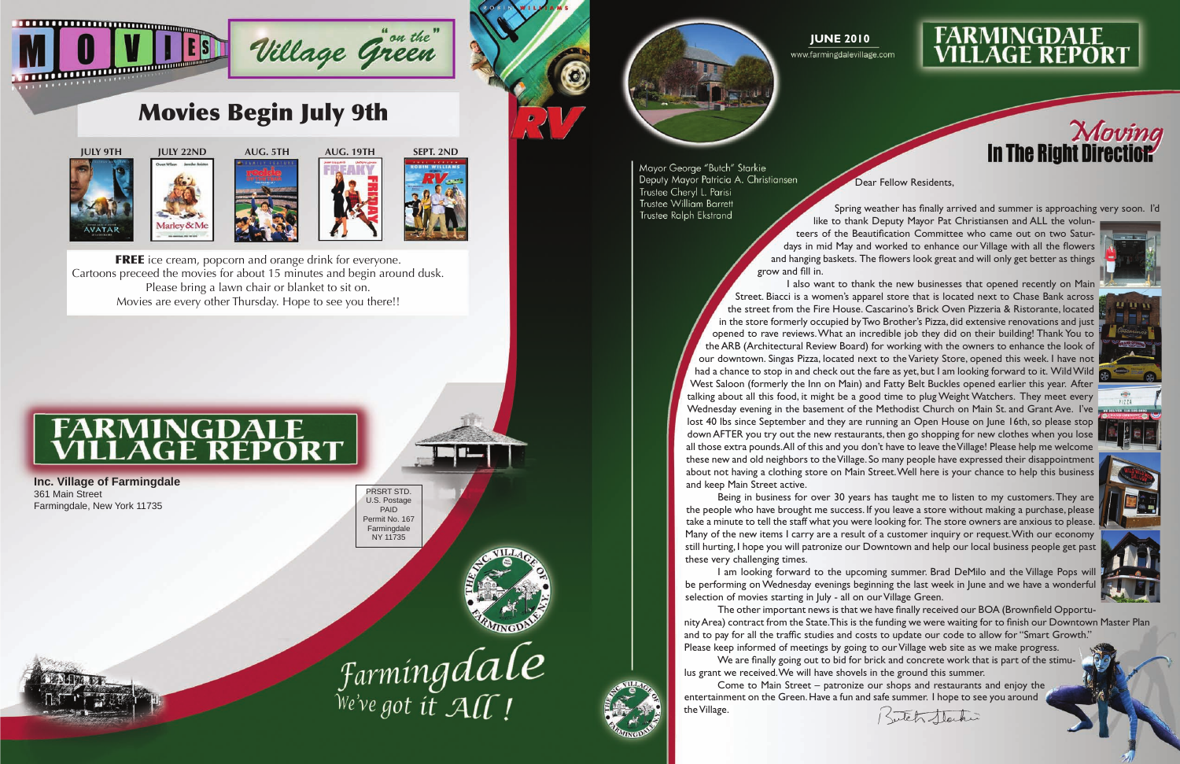# MOVIES "on the" Village Green

## Movies Begin July 9th

JULY 9TH — AVATAR

JULY 22ND — Marley & Me

AUG. 5TH

AUG. 19TH — FREAKY FRIDAY

SEPT. 2ND — RV

**FREE** ice cream, popcorn and orange drink for everyone.
Cartoons preceed the movies for about 15 minutes and begin around dusk.
Please bring a lawn chair or blanket to sit on.
Movies are every other Thursday. Hope to see you there!!

# FARMINGDALE VILLAGE REPORT

**Inc. Village of Farmingdale**
361 Main Street
Farmingdale, New York 11735

PRSRT STD.
U.S. Postage
PAID
Permit No. 167
Farmingdale
NY 11735

THE INC. VILLAGE OF FARMINGDALE N.Y.

Farmingdale
We've got it All!

**JUNE 2010**
www.farmingdalevillage.com

# FARMINGDALE VILLAGE REPORT

## Moving In The Right Direction

Mayor George "Butch" Starkie
Deputy Mayor Patricia A. Christiansen
Trustee Cheryl L. Parisi
Trustee William Barrett
Trustee Ralph Ekstrand

Dear Fellow Residents,

Spring weather has finally arrived and summer is approaching very soon. I'd like to thank Deputy Mayor Pat Christiansen and ALL the volunteers of the Beautification Committee who came out on two Saturdays in mid May and worked to enhance our Village with all the flowers and hanging baskets. The flowers look great and will only get better as things grow and fill in.

I also want to thank the new businesses that opened recently on Main Street. Biacci is a women's apparel store that is located next to Chase Bank across the street from the Fire House. Cascarino's Brick Oven Pizzeria & Ristorante, located in the store formerly occupied by Two Brother's Pizza, did extensive renovations and just opened to rave reviews. What an incredible job they did on their building! Thank You to the ARB (Architectural Review Board) for working with the owners to enhance the look of our downtown. Singas Pizza, located next to the Variety Store, opened this week. I have not had a chance to stop in and check out the fare as yet, but I am looking forward to it. Wild Wild West Saloon (formerly the Inn on Main) and Fatty Belt Buckles opened earlier this year. After talking about all this food, it might be a good time to plug Weight Watchers. They meet every Wednesday evening in the basement of the Methodist Church on Main St. and Grant Ave. I've lost 40 lbs since September and they are running an Open House on June 16th, so please stop down AFTER you try out the new restaurants, then go shopping for new clothes when you lose all those extra pounds. All of this and you don't have to leave the Village! Please help me welcome these new and old neighbors to the Village. So many people have expressed their disappointment about not having a clothing store on Main Street. Well here is your chance to help this business and keep Main Street active.

Being in business for over 30 years has taught me to listen to my customers. They are the people who have brought me success. If you leave a store without making a purchase, please take a minute to tell the staff what you were looking for. The store owners are anxious to please. Many of the new items I carry are a result of a customer inquiry or request. With our economy still hurting, I hope you will patronize our Downtown and help our local business people get past these very challenging times.

I am looking forward to the upcoming summer. Brad DeMilo and the Village Pops will be performing on Wednesday evenings beginning the last week in June and we have a wonderful selection of movies starting in July - all on our Village Green.

The other important news is that we have finally received our BOA (Brownfield Opportunity Area) contract from the State. This is the funding we were waiting for to finish our Downtown Master Plan and to pay for all the traffic studies and costs to update our code to allow for "Smart Growth." Please keep informed of meetings by going to our Village web site as we make progress.

We are finally going out to bid for brick and concrete work that is part of the stimulus grant we received. We will have shovels in the ground this summer.

Come to Main Street – patronize our shops and restaurants and enjoy the entertainment on the Green. Have a fun and safe summer. I hope to see you around the Village.

Butch Starkie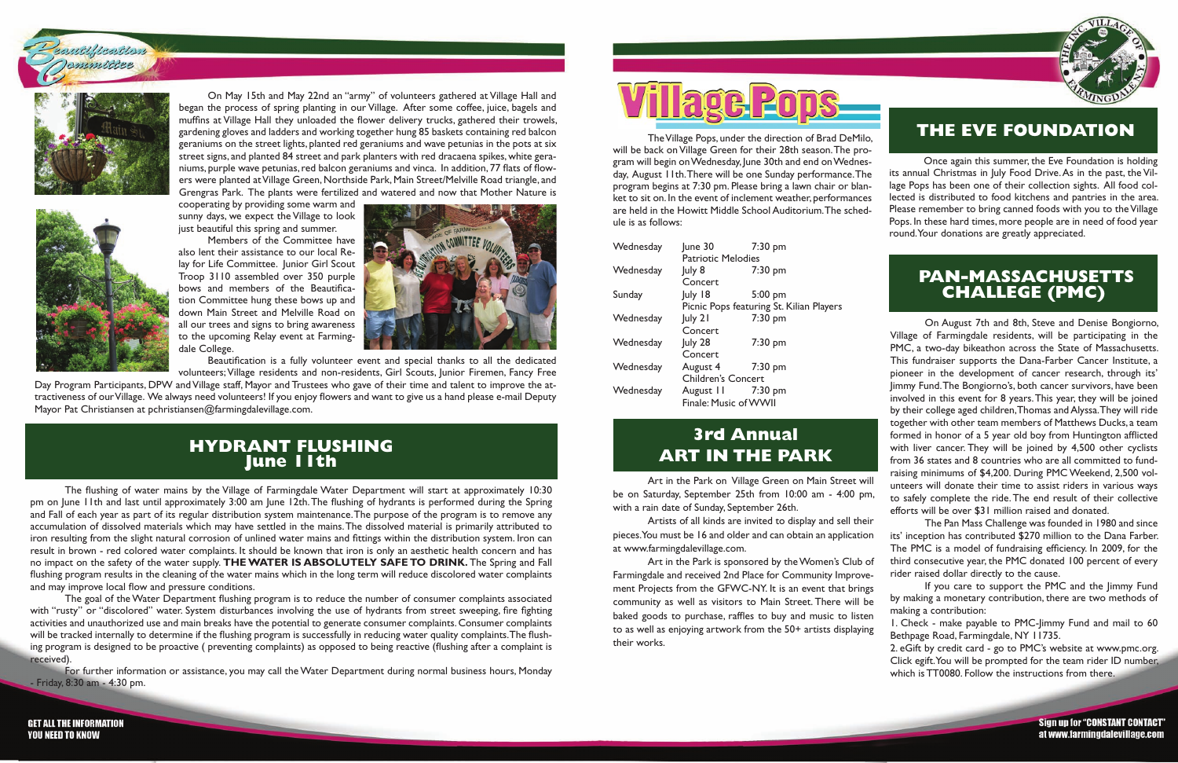# Beautification Committee

On May 15th and May 22nd an "army" of volunteers gathered at Village Hall and began the process of spring planting in our Village. After some coffee, juice, bagels and muffins at Village Hall they unloaded the flower delivery trucks, gathered their trowels, gardening gloves and ladders and working together hung 85 baskets containing red balcon geraniums on the street lights, planted red geraniums and wave petunias in the pots at six street signs, and planted 84 street and park planters with red dracaena spikes, white geraniums, purple wave petunias, red balcon geraniums and vinca. In addition, 77 flats of flowers were planted at Village Green, Northside Park, Main Street/Melville Road triangle, and Grengras Park. The plants were fertilized and watered and now that Mother Nature is cooperating by providing some warm and sunny days, we expect the Village to look just beautiful this spring and summer.

Members of the Committee have also lent their assistance to our local Relay for Life Committee. Junior Girl Scout Troop 3110 assembled over 350 purple bows and members of the Beautification Committee hung these bows up and down Main Street and Melville Road on all our trees and signs to bring awareness to the upcoming Relay event at Farmingdale College.

Beautification is a fully volunteer event and special thanks to all the dedicated volunteers; Village residents and non-residents, Girl Scouts, Junior Firemen, Fancy Free Day Program Participants, DPW and Village staff, Mayor and Trustees who gave of their time and talent to improve the attractiveness of our Village. We always need volunteers! If you enjoy flowers and want to give us a hand please e-mail Deputy Mayor Pat Christiansen at pchristiansen@farmingdalevillage.com.

## HYDRANT FLUSHING June 11th

The flushing of water mains by the Village of Farmingdale Water Department will start at approximately 10:30 pm on June 11th and last until approximately 3:00 am June 12th. The flushing of hydrants is performed during the Spring and Fall of each year as part of its regular distribution system maintenance. The purpose of the program is to remove any accumulation of dissolved materials which may have settled in the mains. The dissolved material is primarily attributed to iron resulting from the slight natural corrosion of unlined water mains and fittings within the distribution system. Iron can result in brown - red colored water complaints. It should be known that iron is only an aesthetic health concern and has no impact on the safety of the water supply. **THE WATER IS ABSOLUTELY SAFE TO DRINK.** The Spring and Fall flushing program results in the cleaning of the water mains which in the long term will reduce discolored water complaints and may improve local flow and pressure conditions.

The goal of the Water Department flushing program is to reduce the number of consumer complaints associated with "rusty" or "discolored" water. System disturbances involving the use of hydrants from street sweeping, fire fighting activities and unauthorized use and main breaks have the potential to generate consumer complaints. Consumer complaints will be tracked internally to determine if the flushing program is successfully in reducing water quality complaints. The flushing program is designed to be proactive ( preventing complaints) as opposed to being reactive (flushing after a complaint is received).

For further information or assistance, you may call the Water Department during normal business hours, Monday - Friday, 8:30 am - 4:30 pm.

# Village Pops

The Village Pops, under the direction of Brad DeMilo, will be back on Village Green for their 28th season. The program will begin on Wednesday, June 30th and end on Wednesday, August 11th. There will be one Sunday performance. The program begins at 7:30 pm. Please bring a lawn chair or blanket to sit on. In the event of inclement weather, performances are held in the Howitt Middle School Auditorium. The schedule is as follows:

| | | |
|---|---|---|
| Wednesday | June 30<br>Patriotic Melodies | 7:30 pm |
| Wednesday | July 8<br>Concert | 7:30 pm |
| Sunday | July 18<br>Picnic Pops featuring St. Kilian Players | 5:00 pm |
| Wednesday | July 21<br>Concert | 7:30 pm |
| Wednesday | July 28<br>Concert | 7:30 pm |
| Wednesday | August 4<br>Children's Concert | 7:30 pm |
| Wednesday | August 11<br>Finale: Music of WWII | 7:30 pm |

## 3rd Annual ART IN THE PARK

Art in the Park on Village Green on Main Street will be on Saturday, September 25th from 10:00 am - 4:00 pm, with a rain date of Sunday, September 26th.

Artists of all kinds are invited to display and sell their pieces. You must be 16 and older and can obtain an application at www.farmingdalevillage.com.

Art in the Park is sponsored by the Women's Club of Farmingdale and received 2nd Place for Community Improvement Projects from the GFWC-NY. It is an event that brings community as well as visitors to Main Street. There will be baked goods to purchase, raffles to buy and music to listen to as well as enjoying artwork from the 50+ artists displaying their works.

## THE EVE FOUNDATION

Once again this summer, the Eve Foundation is holding its annual Christmas in July Food Drive. As in the past, the Village Pops has been one of their collection sights. All food collected is distributed to food kitchens and pantries in the area. Please remember to bring canned foods with you to the Village Pops. In these hard times, more people are in need of food year round. Your donations are greatly appreciated.

## PAN-MASSACHUSETTS CHALLEGE (PMC)

On August 7th and 8th, Steve and Denise Bongiorno, Village of Farmingdale residents, will be participating in the PMC, a two-day bikeathon across the State of Massachusetts. This fundraiser supports the Dana-Farber Cancer Institute, a pioneer in the development of cancer research, through its' Jimmy Fund. The Bongiorno's, both cancer survivors, have been involved in this event for 8 years. This year, they will be joined by their college aged children, Thomas and Alyssa. They will ride together with other team members of Matthews Ducks, a team formed in honor of a 5 year old boy from Huntington afflicted with liver cancer. They will be joined by 4,500 other cyclists from 36 states and 8 countries who are all committed to fundraising minimums of $4,200. During PMC Weekend, 2,500 volunteers will donate their time to assist riders in various ways to safely complete the ride. The end result of their collective efforts will be over $31 million raised and donated.

The Pan Mass Challenge was founded in 1980 and since its' inception has contributed $270 million to the Dana Farber. The PMC is a model of fundraising efficiency. In 2009, for the third consecutive year, the PMC donated 100 percent of every rider raised dollar directly to the cause.

If you care to support the PMC and the Jimmy Fund by making a monetary contribution, there are two methods of making a contribution:

1. Check - make payable to PMC-Jimmy Fund and mail to 60 Bethpage Road, Farmingdale, NY 11735.
2. eGift by credit card - go to PMC's website at www.pmc.org. Click egift. You will be prompted for the team rider ID number, which is TT0080. Follow the instructions from there.

GET ALL THE INFORMATION YOU NEED TO KNOW

Sign up for "CONSTANT CONTACT" at www.farmingdalevillage.com